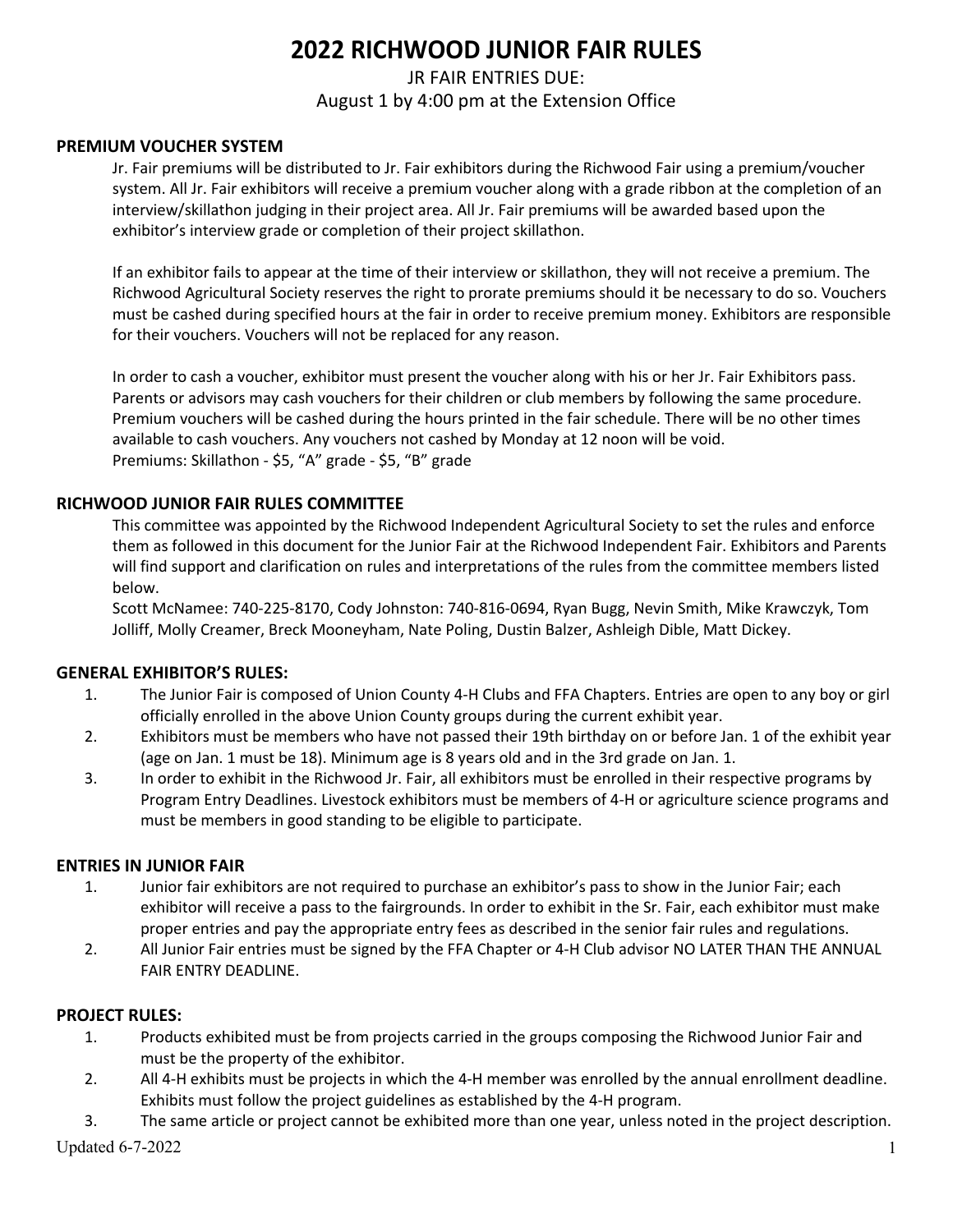# 2022 RICHWOOD JUNIOR FAIR RULES

JR FAIR ENTRIES DUE:
August 1 by 4:00 pm at the Extension Office

### PREMIUM VOUCHER SYSTEM

Jr. Fair premiums will be distributed to Jr. Fair exhibitors during the Richwood Fair using a premium/voucher system. All Jr. Fair exhibitors will receive a premium voucher along with a grade ribbon at the completion of an interview/skillathon judging in their project area. All Jr. Fair premiums will be awarded based upon the exhibitor's interview grade or completion of their project skillathon.

If an exhibitor fails to appear at the time of their interview or skillathon, they will not receive a premium. The Richwood Agricultural Society reserves the right to prorate premiums should it be necessary to do so. Vouchers must be cashed during specified hours at the fair in order to receive premium money. Exhibitors are responsible for their vouchers. Vouchers will not be replaced for any reason.

In order to cash a voucher, exhibitor must present the voucher along with his or her Jr. Fair Exhibitors pass. Parents or advisors may cash vouchers for their children or club members by following the same procedure. Premium vouchers will be cashed during the hours printed in the fair schedule. There will be no other times available to cash vouchers. Any vouchers not cashed by Monday at 12 noon will be void.
Premiums: Skillathon - $5, "A" grade - $5, "B" grade

### RICHWOOD JUNIOR FAIR RULES COMMITTEE

This committee was appointed by the Richwood Independent Agricultural Society to set the rules and enforce them as followed in this document for the Junior Fair at the Richwood Independent Fair. Exhibitors and Parents will find support and clarification on rules and interpretations of the rules from the committee members listed below.
Scott McNamee: 740-225-8170, Cody Johnston: 740-816-0694, Ryan Bugg, Nevin Smith, Mike Krawczyk, Tom Jolliff, Molly Creamer, Breck Mooneyham, Nate Poling, Dustin Balzer, Ashleigh Dible, Matt Dickey.

### GENERAL EXHIBITOR'S RULES:

1. The Junior Fair is composed of Union County 4-H Clubs and FFA Chapters. Entries are open to any boy or girl officially enrolled in the above Union County groups during the current exhibit year.
2. Exhibitors must be members who have not passed their 19th birthday on or before Jan. 1 of the exhibit year (age on Jan. 1 must be 18). Minimum age is 8 years old and in the 3rd grade on Jan. 1.
3. In order to exhibit in the Richwood Jr. Fair, all exhibitors must be enrolled in their respective programs by Program Entry Deadlines. Livestock exhibitors must be members of 4-H or agriculture science programs and must be members in good standing to be eligible to participate.

### ENTRIES IN JUNIOR FAIR

1. Junior fair exhibitors are not required to purchase an exhibitor's pass to show in the Junior Fair; each exhibitor will receive a pass to the fairgrounds. In order to exhibit in the Sr. Fair, each exhibitor must make proper entries and pay the appropriate entry fees as described in the senior fair rules and regulations.
2. All Junior Fair entries must be signed by the FFA Chapter or 4-H Club advisor NO LATER THAN THE ANNUAL FAIR ENTRY DEADLINE.

### PROJECT RULES:

1. Products exhibited must be from projects carried in the groups composing the Richwood Junior Fair and must be the property of the exhibitor.
2. All 4-H exhibits must be projects in which the 4-H member was enrolled by the annual enrollment deadline. Exhibits must follow the project guidelines as established by the 4-H program.
3. The same article or project cannot be exhibited more than one year, unless noted in the project description.

Updated 6-7-2022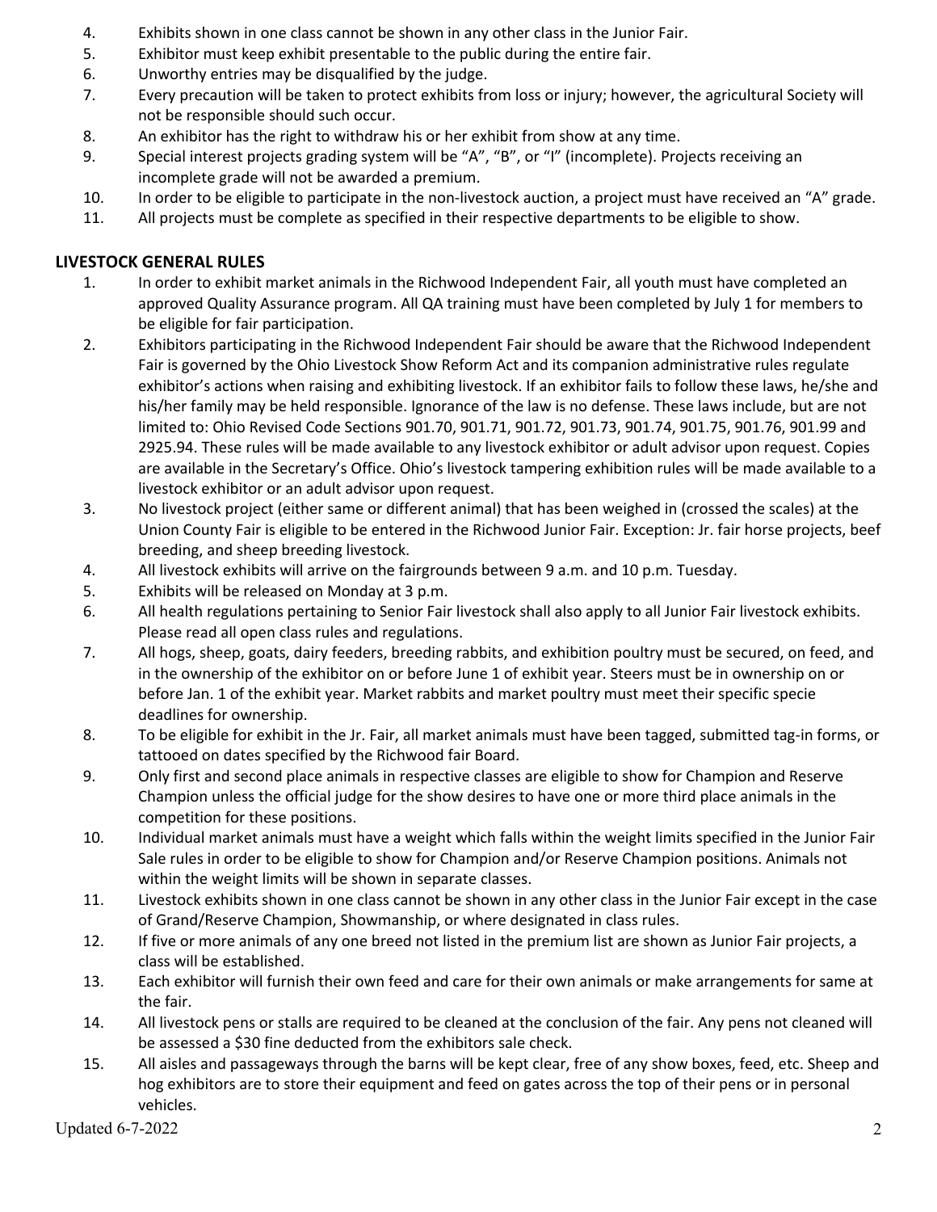4. Exhibits shown in one class cannot be shown in any other class in the Junior Fair.
5. Exhibitor must keep exhibit presentable to the public during the entire fair.
6. Unworthy entries may be disqualified by the judge.
7. Every precaution will be taken to protect exhibits from loss or injury; however, the agricultural Society will not be responsible should such occur.
8. An exhibitor has the right to withdraw his or her exhibit from show at any time.
9. Special interest projects grading system will be "A", "B", or "I" (incomplete). Projects receiving an incomplete grade will not be awarded a premium.
10. In order to be eligible to participate in the non-livestock auction, a project must have received an "A" grade.
11. All projects must be complete as specified in their respective departments to be eligible to show.

## LIVESTOCK GENERAL RULES

1. In order to exhibit market animals in the Richwood Independent Fair, all youth must have completed an approved Quality Assurance program. All QA training must have been completed by July 1 for members to be eligible for fair participation.
2. Exhibitors participating in the Richwood Independent Fair should be aware that the Richwood Independent Fair is governed by the Ohio Livestock Show Reform Act and its companion administrative rules regulate exhibitor's actions when raising and exhibiting livestock. If an exhibitor fails to follow these laws, he/she and his/her family may be held responsible. Ignorance of the law is no defense. These laws include, but are not limited to: Ohio Revised Code Sections 901.70, 901.71, 901.72, 901.73, 901.74, 901.75, 901.76, 901.99 and 2925.94. These rules will be made available to any livestock exhibitor or adult advisor upon request. Copies are available in the Secretary's Office. Ohio's livestock tampering exhibition rules will be made available to a livestock exhibitor or an adult advisor upon request.
3. No livestock project (either same or different animal) that has been weighed in (crossed the scales) at the Union County Fair is eligible to be entered in the Richwood Junior Fair. Exception: Jr. fair horse projects, beef breeding, and sheep breeding livestock.
4. All livestock exhibits will arrive on the fairgrounds between 9 a.m. and 10 p.m. Tuesday.
5. Exhibits will be released on Monday at 3 p.m.
6. All health regulations pertaining to Senior Fair livestock shall also apply to all Junior Fair livestock exhibits. Please read all open class rules and regulations.
7. All hogs, sheep, goats, dairy feeders, breeding rabbits, and exhibition poultry must be secured, on feed, and in the ownership of the exhibitor on or before June 1 of exhibit year. Steers must be in ownership on or before Jan. 1 of the exhibit year. Market rabbits and market poultry must meet their specific specie deadlines for ownership.
8. To be eligible for exhibit in the Jr. Fair, all market animals must have been tagged, submitted tag-in forms, or tattooed on dates specified by the Richwood fair Board.
9. Only first and second place animals in respective classes are eligible to show for Champion and Reserve Champion unless the official judge for the show desires to have one or more third place animals in the competition for these positions.
10. Individual market animals must have a weight which falls within the weight limits specified in the Junior Fair Sale rules in order to be eligible to show for Champion and/or Reserve Champion positions. Animals not within the weight limits will be shown in separate classes.
11. Livestock exhibits shown in one class cannot be shown in any other class in the Junior Fair except in the case of Grand/Reserve Champion, Showmanship, or where designated in class rules.
12. If five or more animals of any one breed not listed in the premium list are shown as Junior Fair projects, a class will be established.
13. Each exhibitor will furnish their own feed and care for their own animals or make arrangements for same at the fair.
14. All livestock pens or stalls are required to be cleaned at the conclusion of the fair. Any pens not cleaned will be assessed a $30 fine deducted from the exhibitors sale check.
15. All aisles and passageways through the barns will be kept clear, free of any show boxes, feed, etc. Sheep and hog exhibitors are to store their equipment and feed on gates across the top of their pens or in personal vehicles.

Updated 6-7-2022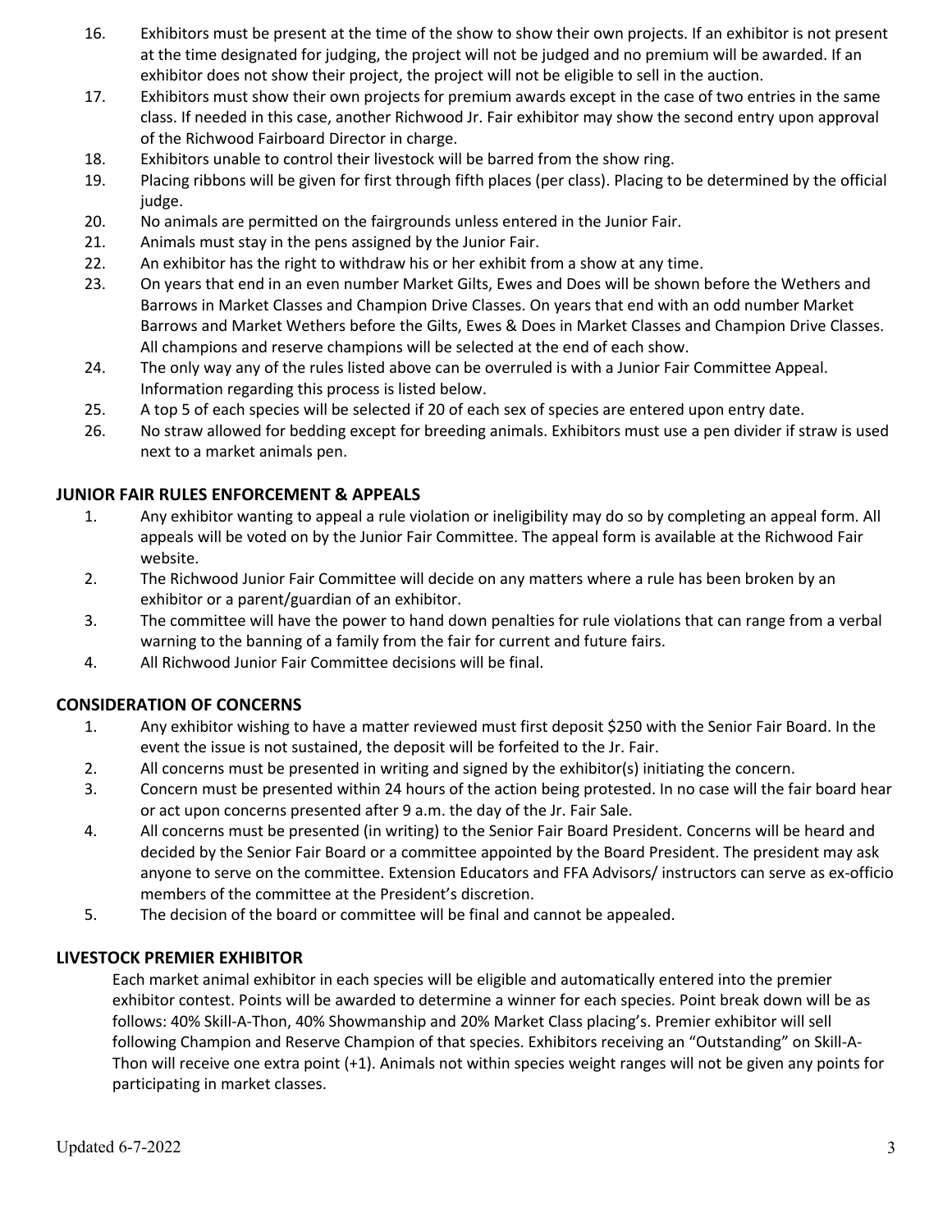16. Exhibitors must be present at the time of the show to show their own projects. If an exhibitor is not present at the time designated for judging, the project will not be judged and no premium will be awarded. If an exhibitor does not show their project, the project will not be eligible to sell in the auction.
17. Exhibitors must show their own projects for premium awards except in the case of two entries in the same class. If needed in this case, another Richwood Jr. Fair exhibitor may show the second entry upon approval of the Richwood Fairboard Director in charge.
18. Exhibitors unable to control their livestock will be barred from the show ring.
19. Placing ribbons will be given for first through fifth places (per class). Placing to be determined by the official judge.
20. No animals are permitted on the fairgrounds unless entered in the Junior Fair.
21. Animals must stay in the pens assigned by the Junior Fair.
22. An exhibitor has the right to withdraw his or her exhibit from a show at any time.
23. On years that end in an even number Market Gilts, Ewes and Does will be shown before the Wethers and Barrows in Market Classes and Champion Drive Classes. On years that end with an odd number Market Barrows and Market Wethers before the Gilts, Ewes & Does in Market Classes and Champion Drive Classes. All champions and reserve champions will be selected at the end of each show.
24. The only way any of the rules listed above can be overruled is with a Junior Fair Committee Appeal. Information regarding this process is listed below.
25. A top 5 of each species will be selected if 20 of each sex of species are entered upon entry date.
26. No straw allowed for bedding except for breeding animals. Exhibitors must use a pen divider if straw is used next to a market animals pen.

## JUNIOR FAIR RULES ENFORCEMENT & APPEALS

1. Any exhibitor wanting to appeal a rule violation or ineligibility may do so by completing an appeal form. All appeals will be voted on by the Junior Fair Committee. The appeal form is available at the Richwood Fair website.
2. The Richwood Junior Fair Committee will decide on any matters where a rule has been broken by an exhibitor or a parent/guardian of an exhibitor.
3. The committee will have the power to hand down penalties for rule violations that can range from a verbal warning to the banning of a family from the fair for current and future fairs.
4. All Richwood Junior Fair Committee decisions will be final.

## CONSIDERATION OF CONCERNS

1. Any exhibitor wishing to have a matter reviewed must first deposit $250 with the Senior Fair Board. In the event the issue is not sustained, the deposit will be forfeited to the Jr. Fair.
2. All concerns must be presented in writing and signed by the exhibitor(s) initiating the concern.
3. Concern must be presented within 24 hours of the action being protested. In no case will the fair board hear or act upon concerns presented after 9 a.m. the day of the Jr. Fair Sale.
4. All concerns must be presented (in writing) to the Senior Fair Board President. Concerns will be heard and decided by the Senior Fair Board or a committee appointed by the Board President. The president may ask anyone to serve on the committee. Extension Educators and FFA Advisors/ instructors can serve as ex-officio members of the committee at the President's discretion.
5. The decision of the board or committee will be final and cannot be appealed.

## LIVESTOCK PREMIER EXHIBITOR

Each market animal exhibitor in each species will be eligible and automatically entered into the premier exhibitor contest. Points will be awarded to determine a winner for each species. Point break down will be as follows: 40% Skill-A-Thon, 40% Showmanship and 20% Market Class placing's. Premier exhibitor will sell following Champion and Reserve Champion of that species. Exhibitors receiving an "Outstanding" on Skill-A-Thon will receive one extra point (+1). Animals not within species weight ranges will not be given any points for participating in market classes.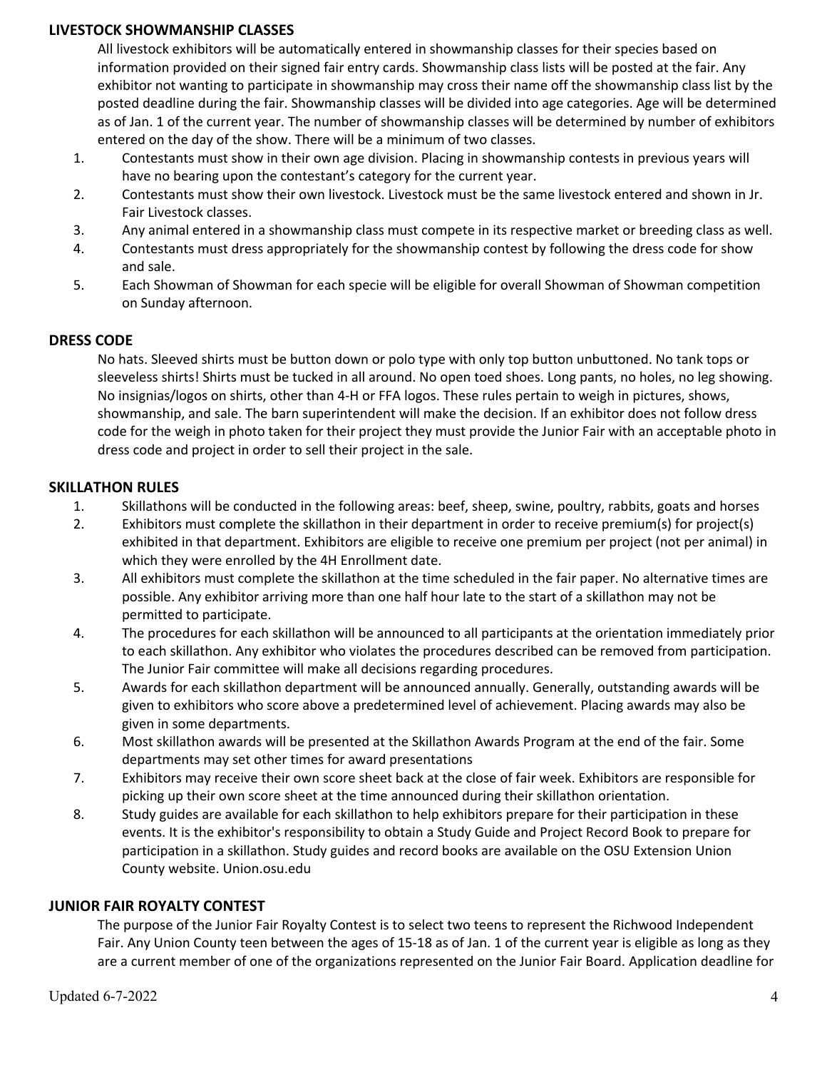## LIVESTOCK SHOWMANSHIP CLASSES

All livestock exhibitors will be automatically entered in showmanship classes for their species based on information provided on their signed fair entry cards. Showmanship class lists will be posted at the fair. Any exhibitor not wanting to participate in showmanship may cross their name off the showmanship class list by the posted deadline during the fair. Showmanship classes will be divided into age categories. Age will be determined as of Jan. 1 of the current year. The number of showmanship classes will be determined by number of exhibitors entered on the day of the show. There will be a minimum of two classes.

1. Contestants must show in their own age division. Placing in showmanship contests in previous years will have no bearing upon the contestant's category for the current year.
2. Contestants must show their own livestock. Livestock must be the same livestock entered and shown in Jr. Fair Livestock classes.
3. Any animal entered in a showmanship class must compete in its respective market or breeding class as well.
4. Contestants must dress appropriately for the showmanship contest by following the dress code for show and sale.
5. Each Showman of Showman for each specie will be eligible for overall Showman of Showman competition on Sunday afternoon.

## DRESS CODE

No hats. Sleeved shirts must be button down or polo type with only top button unbuttoned. No tank tops or sleeveless shirts! Shirts must be tucked in all around. No open toed shoes. Long pants, no holes, no leg showing. No insignias/logos on shirts, other than 4-H or FFA logos. These rules pertain to weigh in pictures, shows, showmanship, and sale. The barn superintendent will make the decision. If an exhibitor does not follow dress code for the weigh in photo taken for their project they must provide the Junior Fair with an acceptable photo in dress code and project in order to sell their project in the sale.

## SKILLATHON RULES

1. Skillathons will be conducted in the following areas: beef, sheep, swine, poultry, rabbits, goats and horses
2. Exhibitors must complete the skillathon in their department in order to receive premium(s) for project(s) exhibited in that department. Exhibitors are eligible to receive one premium per project (not per animal) in which they were enrolled by the 4H Enrollment date.
3. All exhibitors must complete the skillathon at the time scheduled in the fair paper. No alternative times are possible. Any exhibitor arriving more than one half hour late to the start of a skillathon may not be permitted to participate.
4. The procedures for each skillathon will be announced to all participants at the orientation immediately prior to each skillathon. Any exhibitor who violates the procedures described can be removed from participation. The Junior Fair committee will make all decisions regarding procedures.
5. Awards for each skillathon department will be announced annually. Generally, outstanding awards will be given to exhibitors who score above a predetermined level of achievement. Placing awards may also be given in some departments.
6. Most skillathon awards will be presented at the Skillathon Awards Program at the end of the fair. Some departments may set other times for award presentations
7. Exhibitors may receive their own score sheet back at the close of fair week. Exhibitors are responsible for picking up their own score sheet at the time announced during their skillathon orientation.
8. Study guides are available for each skillathon to help exhibitors prepare for their participation in these events. It is the exhibitor's responsibility to obtain a Study Guide and Project Record Book to prepare for participation in a skillathon. Study guides and record books are available on the OSU Extension Union County website. Union.osu.edu

## JUNIOR FAIR ROYALTY CONTEST

The purpose of the Junior Fair Royalty Contest is to select two teens to represent the Richwood Independent Fair. Any Union County teen between the ages of 15-18 as of Jan. 1 of the current year is eligible as long as they are a current member of one of the organizations represented on the Junior Fair Board. Application deadline for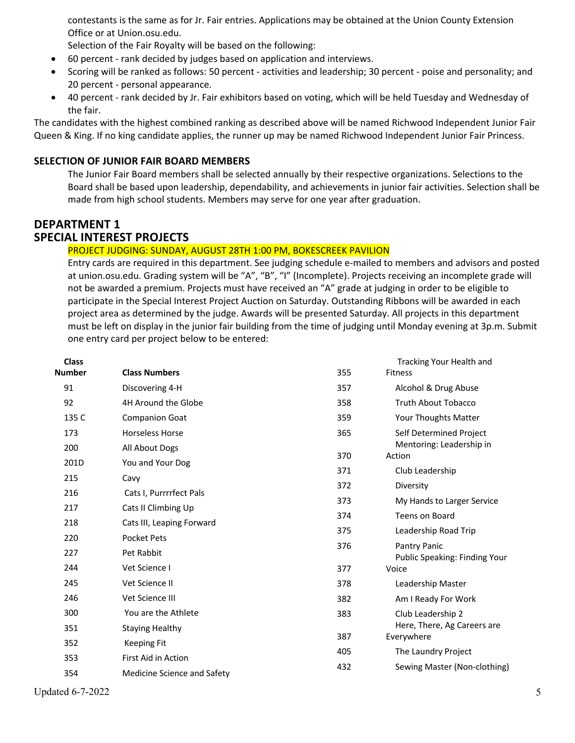contestants is the same as for Jr. Fair entries. Applications may be obtained at the Union County Extension Office or at Union.osu.edu.

Selection of the Fair Royalty will be based on the following:

- 60 percent - rank decided by judges based on application and interviews.
- Scoring will be ranked as follows: 50 percent - activities and leadership; 30 percent - poise and personality; and 20 percent - personal appearance.
- 40 percent - rank decided by Jr. Fair exhibitors based on voting, which will be held Tuesday and Wednesday of the fair.

The candidates with the highest combined ranking as described above will be named Richwood Independent Junior Fair Queen & King. If no king candidate applies, the runner up may be named Richwood Independent Junior Fair Princess.

### SELECTION OF JUNIOR FAIR BOARD MEMBERS

The Junior Fair Board members shall be selected annually by their respective organizations. Selections to the Board shall be based upon leadership, dependability, and achievements in junior fair activities. Selection shall be made from high school students. Members may serve for one year after graduation.

## DEPARTMENT 1
## SPECIAL INTEREST PROJECTS

PROJECT JUDGING: SUNDAY, AUGUST 28TH 1:00 PM, BOKESCREEK PAVILION

Entry cards are required in this department. See judging schedule e-mailed to members and advisors and posted at union.osu.edu. Grading system will be "A", "B", "I" (Incomplete). Projects receiving an incomplete grade will not be awarded a premium. Projects must have received an "A" grade at judging in order to be eligible to participate in the Special Interest Project Auction on Saturday. Outstanding Ribbons will be awarded in each project area as determined by the judge. Awards will be presented Saturday. All projects in this department must be left on display in the junior fair building from the time of judging until Monday evening at 3p.m. Submit one entry card per project below to be entered:

| Class Number | Class Numbers |
|---|---|
| 91 | Discovering 4-H |
| 92 | 4H Around the Globe |
| 135 C | Companion Goat |
| 173 | Horseless Horse |
| 200 | All About Dogs |
| 201D | You and Your Dog |
| 215 | Cavy |
| 216 | Cats I, Purrrrfect Pals |
| 217 | Cats II Climbing Up |
| 218 | Cats III, Leaping Forward |
| 220 | Pocket Pets |
| 227 | Pet Rabbit |
| 244 | Vet Science I |
| 245 | Vet Science II |
| 246 | Vet Science III |
| 300 | You are the Athlete |
| 351 | Staying Healthy |
| 352 | Keeping Fit |
| 353 | First Aid in Action |
| 354 | Medicine Science and Safety |
| 355 | Tracking Your Health and Fitness |
| 357 | Alcohol & Drug Abuse |
| 358 | Truth About Tobacco |
| 359 | Your Thoughts Matter |
| 365 | Self Determined Project |
| 370 | Mentoring: Leadership in Action |
| 371 | Club Leadership |
| 372 | Diversity |
| 373 | My Hands to Larger Service |
| 374 | Teens on Board |
| 375 | Leadership Road Trip |
| 376 | Pantry Panic |
| 377 | Public Speaking: Finding Your Voice |
| 378 | Leadership Master |
| 382 | Am I Ready For Work |
| 383 | Club Leadership 2 |
| 387 | Here, There, Ag Careers are Everywhere |
| 405 | The Laundry Project |
| 432 | Sewing Master (Non-clothing) |

Updated 6-7-2022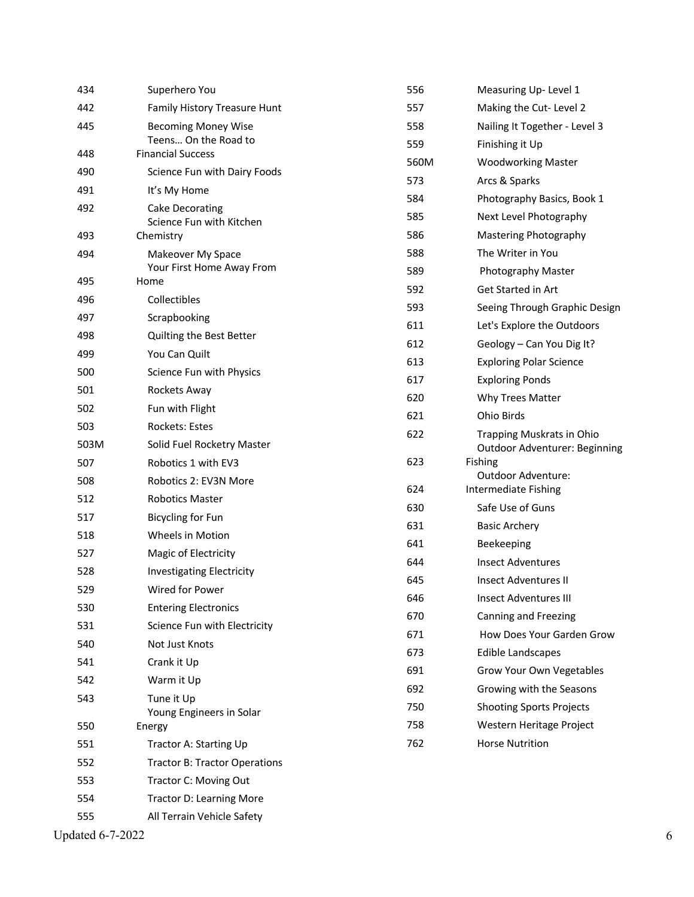| | |
|---|---|
| 434 | Superhero You |
| 442 | Family History Treasure Hunt |
| 445 | Becoming Money Wise |
| 448 | Teens… On the Road to Financial Success |
| 490 | Science Fun with Dairy Foods |
| 491 | It's My Home |
| 492 | Cake Decorating |
| 493 | Science Fun with Kitchen Chemistry |
| 494 | Makeover My Space |
| 495 | Your First Home Away From Home |
| 496 | Collectibles |
| 497 | Scrapbooking |
| 498 | Quilting the Best Better |
| 499 | You Can Quilt |
| 500 | Science Fun with Physics |
| 501 | Rockets Away |
| 502 | Fun with Flight |
| 503 | Rockets: Estes |
| 503M | Solid Fuel Rocketry Master |
| 507 | Robotics 1 with EV3 |
| 508 | Robotics 2: EV3N More |
| 512 | Robotics Master |
| 517 | Bicycling for Fun |
| 518 | Wheels in Motion |
| 527 | Magic of Electricity |
| 528 | Investigating Electricity |
| 529 | Wired for Power |
| 530 | Entering Electronics |
| 531 | Science Fun with Electricity |
| 540 | Not Just Knots |
| 541 | Crank it Up |
| 542 | Warm it Up |
| 543 | Tune it Up |
| 550 | Young Engineers in Solar Energy |
| 551 | Tractor A: Starting Up |
| 552 | Tractor B: Tractor Operations |
| 553 | Tractor C: Moving Out |
| 554 | Tractor D: Learning More |
| 555 | All Terrain Vehicle Safety |
| 556 | Measuring Up- Level 1 |
| 557 | Making the Cut- Level 2 |
| 558 | Nailing It Together - Level 3 |
| 559 | Finishing it Up |
| 560M | Woodworking Master |
| 573 | Arcs & Sparks |
| 584 | Photography Basics, Book 1 |
| 585 | Next Level Photography |
| 586 | Mastering Photography |
| 588 | The Writer in You |
| 589 | Photography Master |
| 592 | Get Started in Art |
| 593 | Seeing Through Graphic Design |
| 611 | Let's Explore the Outdoors |
| 612 | Geology – Can You Dig It? |
| 613 | Exploring Polar Science |
| 617 | Exploring Ponds |
| 620 | Why Trees Matter |
| 621 | Ohio Birds |
| 622 | Trapping Muskrats in Ohio |
| 623 | Outdoor Adventurer: Beginning Fishing |
| 624 | Outdoor Adventure: Intermediate Fishing |
| 630 | Safe Use of Guns |
| 631 | Basic Archery |
| 641 | Beekeeping |
| 644 | Insect Adventures |
| 645 | Insect Adventures II |
| 646 | Insect Adventures III |
| 670 | Canning and Freezing |
| 671 | How Does Your Garden Grow |
| 673 | Edible Landscapes |
| 691 | Grow Your Own Vegetables |
| 692 | Growing with the Seasons |
| 750 | Shooting Sports Projects |
| 758 | Western Heritage Project |
| 762 | Horse Nutrition |

Updated 6-7-2022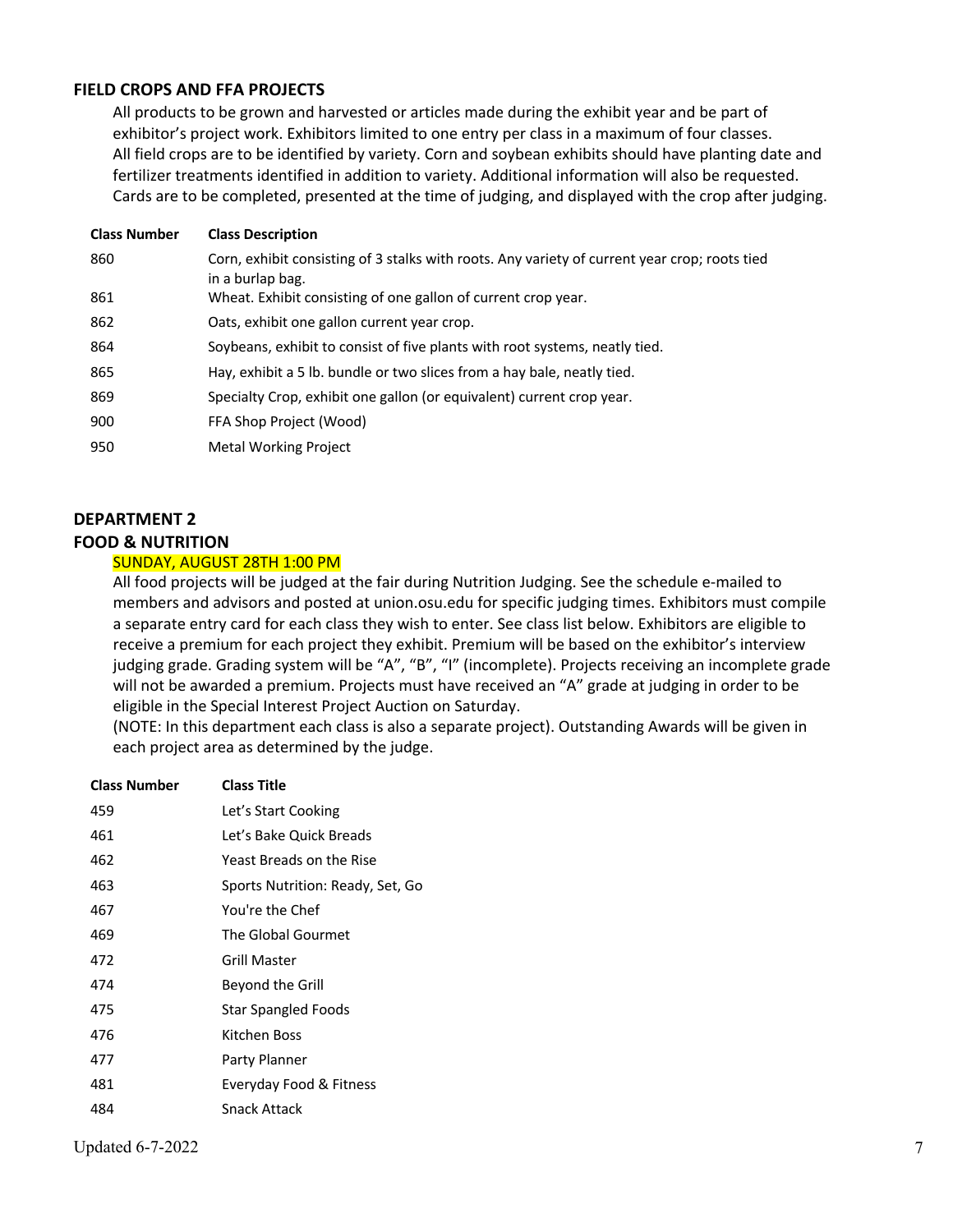### FIELD CROPS AND FFA PROJECTS

All products to be grown and harvested or articles made during the exhibit year and be part of exhibitor's project work. Exhibitors limited to one entry per class in a maximum of four classes. All field crops are to be identified by variety. Corn and soybean exhibits should have planting date and fertilizer treatments identified in addition to variety. Additional information will also be requested. Cards are to be completed, presented at the time of judging, and displayed with the crop after judging.

| Class Number | Class Description |
| --- | --- |
| 860 | Corn, exhibit consisting of 3 stalks with roots. Any variety of current year crop; roots tied in a burlap bag. |
| 861 | Wheat. Exhibit consisting of one gallon of current crop year. |
| 862 | Oats, exhibit one gallon current year crop. |
| 864 | Soybeans, exhibit to consist of five plants with root systems, neatly tied. |
| 865 | Hay, exhibit a 5 lb. bundle or two slices from a hay bale, neatly tied. |
| 869 | Specialty Crop, exhibit one gallon (or equivalent) current crop year. |
| 900 | FFA Shop Project (Wood) |
| 950 | Metal Working Project |

## DEPARTMENT 2

### FOOD & NUTRITION

SUNDAY, AUGUST 28TH 1:00 PM

All food projects will be judged at the fair during Nutrition Judging. See the schedule e-mailed to members and advisors and posted at union.osu.edu for specific judging times. Exhibitors must compile a separate entry card for each class they wish to enter. See class list below. Exhibitors are eligible to receive a premium for each project they exhibit. Premium will be based on the exhibitor's interview judging grade. Grading system will be "A", "B", "I" (incomplete). Projects receiving an incomplete grade will not be awarded a premium. Projects must have received an "A" grade at judging in order to be eligible in the Special Interest Project Auction on Saturday.

(NOTE: In this department each class is also a separate project). Outstanding Awards will be given in each project area as determined by the judge.

| Class Number | Class Title |
| --- | --- |
| 459 | Let's Start Cooking |
| 461 | Let's Bake Quick Breads |
| 462 | Yeast Breads on the Rise |
| 463 | Sports Nutrition: Ready, Set, Go |
| 467 | You're the Chef |
| 469 | The Global Gourmet |
| 472 | Grill Master |
| 474 | Beyond the Grill |
| 475 | Star Spangled Foods |
| 476 | Kitchen Boss |
| 477 | Party Planner |
| 481 | Everyday Food & Fitness |
| 484 | Snack Attack |

Updated 6-7-2022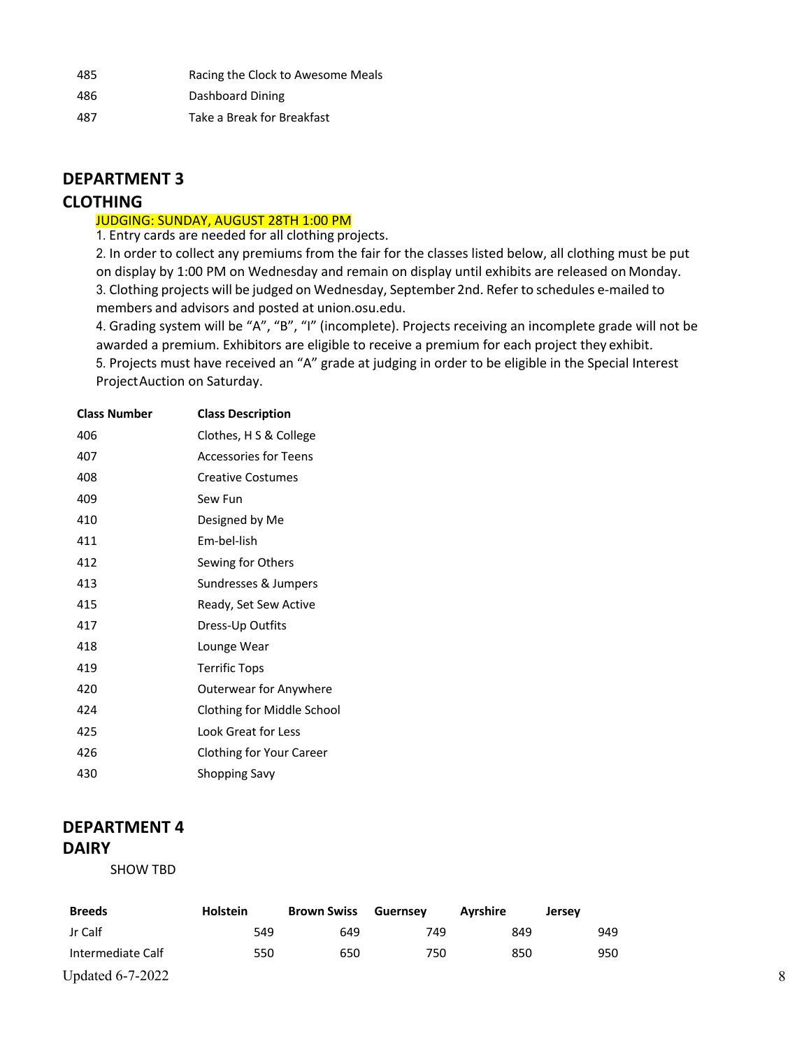| | |
|---|---|
| 485 | Racing the Clock to Awesome Meals |
| 486 | Dashboard Dining |
| 487 | Take a Break for Breakfast |

## DEPARTMENT 3
## CLOTHING

JUDGING: SUNDAY, AUGUST 28TH 1:00 PM

1. Entry cards are needed for all clothing projects.
2. In order to collect any premiums from the fair for the classes listed below, all clothing must be put on display by 1:00 PM on Wednesday and remain on display until exhibits are released on Monday.
3. Clothing projects will be judged on Wednesday, September 2nd. Refer to schedules e-mailed to members and advisors and posted at union.osu.edu.
4. Grading system will be "A", "B", "I" (incomplete). Projects receiving an incomplete grade will not be awarded a premium. Exhibitors are eligible to receive a premium for each project they exhibit.
5. Projects must have received an "A" grade at judging in order to be eligible in the Special Interest Project Auction on Saturday.

| Class Number | Class Description |
|---|---|
| 406 | Clothes, H S & College |
| 407 | Accessories for Teens |
| 408 | Creative Costumes |
| 409 | Sew Fun |
| 410 | Designed by Me |
| 411 | Em-bel-lish |
| 412 | Sewing for Others |
| 413 | Sundresses & Jumpers |
| 415 | Ready, Set Sew Active |
| 417 | Dress-Up Outfits |
| 418 | Lounge Wear |
| 419 | Terrific Tops |
| 420 | Outerwear for Anywhere |
| 424 | Clothing for Middle School |
| 425 | Look Great for Less |
| 426 | Clothing for Your Career |
| 430 | Shopping Savy |

## DEPARTMENT 4
## DAIRY

SHOW TBD

| Breeds | Holstein | Brown Swiss | Guernsey | Ayrshire | Jersey |
|---|---|---|---|---|---|
| Jr Calf | 549 | 649 | 749 | 849 | 949 |
| Intermediate Calf | 550 | 650 | 750 | 850 | 950 |

Updated 6-7-2022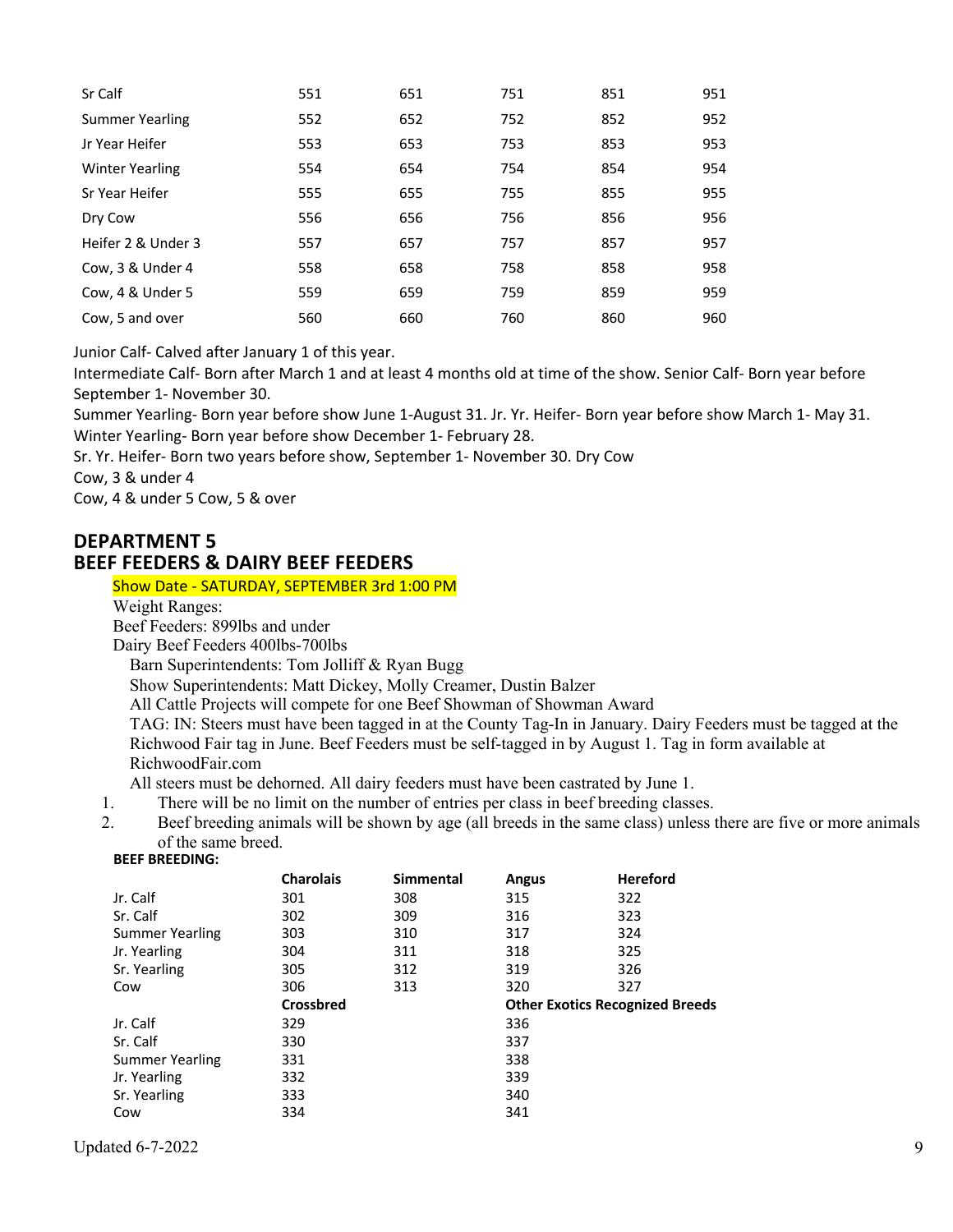| Sr Calf | 551 | 651 | 751 | 851 | 951 |
|---|---|---|---|---|---|
| Summer Yearling | 552 | 652 | 752 | 852 | 952 |
| Jr Year Heifer | 553 | 653 | 753 | 853 | 953 |
| Winter Yearling | 554 | 654 | 754 | 854 | 954 |
| Sr Year Heifer | 555 | 655 | 755 | 855 | 955 |
| Dry Cow | 556 | 656 | 756 | 856 | 956 |
| Heifer 2 & Under 3 | 557 | 657 | 757 | 857 | 957 |
| Cow, 3 & Under 4 | 558 | 658 | 758 | 858 | 958 |
| Cow, 4 & Under 5 | 559 | 659 | 759 | 859 | 959 |
| Cow, 5 and over | 560 | 660 | 760 | 860 | 960 |

Junior Calf- Calved after January 1 of this year.

Intermediate Calf- Born after March 1 and at least 4 months old at time of the show. Senior Calf- Born year before September 1- November 30.

Summer Yearling- Born year before show June 1-August 31. Jr. Yr. Heifer- Born year before show March 1- May 31. Winter Yearling- Born year before show December 1- February 28.

Sr. Yr. Heifer- Born two years before show, September 1- November 30. Dry Cow

Cow, 3 & under 4

Cow, 4 & under 5 Cow, 5 & over

## DEPARTMENT 5
## BEEF FEEDERS & DAIRY BEEF FEEDERS

Show Date - SATURDAY, SEPTEMBER 3rd 1:00 PM

Weight Ranges:

Beef Feeders: 899lbs and under

Dairy Beef Feeders 400lbs-700lbs

Barn Superintendents: Tom Jolliff & Ryan Bugg

Show Superintendents: Matt Dickey, Molly Creamer, Dustin Balzer

All Cattle Projects will compete for one Beef Showman of Showman Award

TAG: IN: Steers must have been tagged in at the County Tag-In in January. Dairy Feeders must be tagged at the Richwood Fair tag in June. Beef Feeders must be self-tagged in by August 1. Tag in form available at RichwoodFair.com

All steers must be dehorned. All dairy feeders must have been castrated by June 1.

1. There will be no limit on the number of entries per class in beef breeding classes.
2. Beef breeding animals will be shown by age (all breeds in the same class) unless there are five or more animals of the same breed.

**BEEF BREEDING:**

| | **Charolais** | **Simmental** | **Angus** | **Hereford** |
|---|---|---|---|---|
| Jr. Calf | 301 | 308 | 315 | 322 |
| Sr. Calf | 302 | 309 | 316 | 323 |
| Summer Yearling | 303 | 310 | 317 | 324 |
| Jr. Yearling | 304 | 311 | 318 | 325 |
| Sr. Yearling | 305 | 312 | 319 | 326 |
| Cow | 306 | 313 | 320 | 327 |
| | **Crossbred** | | **Other Exotics Recognized Breeds** | |
| Jr. Calf | 329 | | 336 | |
| Sr. Calf | 330 | | 337 | |
| Summer Yearling | 331 | | 338 | |
| Jr. Yearling | 332 | | 339 | |
| Sr. Yearling | 333 | | 340 | |
| Cow | 334 | | 341 | |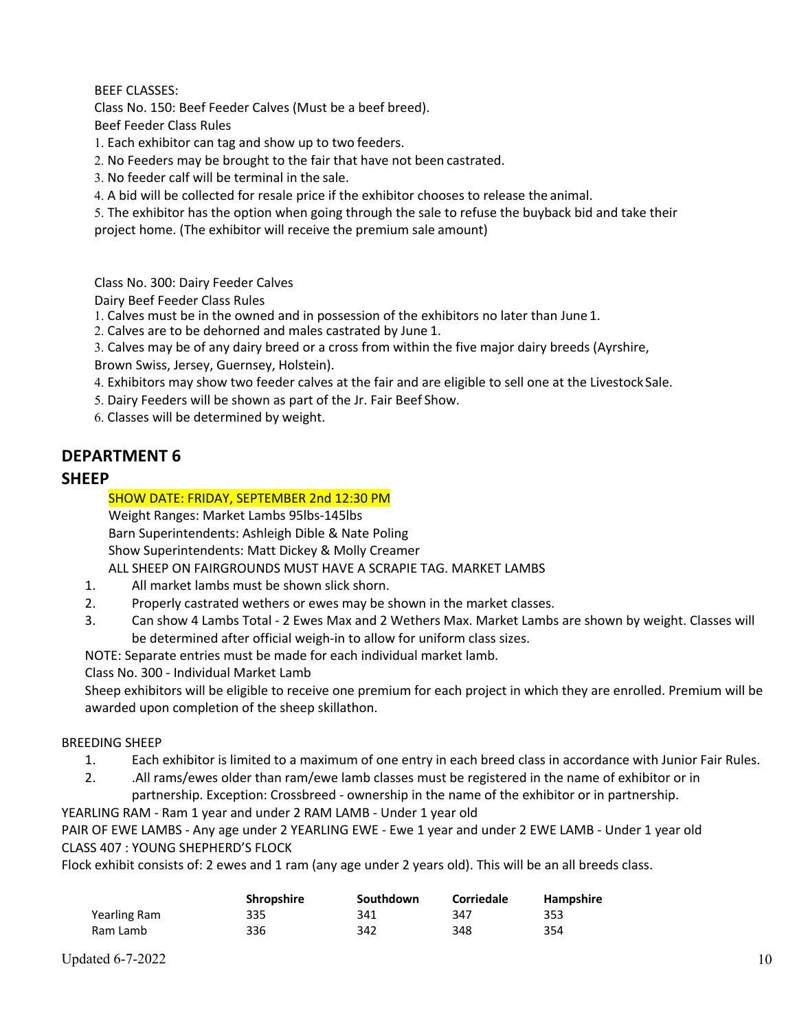BEEF CLASSES:

Class No. 150: Beef Feeder Calves (Must be a beef breed).

Beef Feeder Class Rules

1. Each exhibitor can tag and show up to two feeders.
2. No Feeders may be brought to the fair that have not been castrated.
3. No feeder calf will be terminal in the sale.
4. A bid will be collected for resale price if the exhibitor chooses to release the animal.
5. The exhibitor has the option when going through the sale to refuse the buyback bid and take their project home. (The exhibitor will receive the premium sale amount)

Class No. 300: Dairy Feeder Calves

Dairy Beef Feeder Class Rules

1. Calves must be in the owned and in possession of the exhibitors no later than June 1.
2. Calves are to be dehorned and males castrated by June 1.
3. Calves may be of any dairy breed or a cross from within the five major dairy breeds (Ayrshire, Brown Swiss, Jersey, Guernsey, Holstein).
4. Exhibitors may show two feeder calves at the fair and are eligible to sell one at the Livestock Sale.
5. Dairy Feeders will be shown as part of the Jr. Fair Beef Show.
6. Classes will be determined by weight.

## DEPARTMENT 6

## SHEEP

SHOW DATE: FRIDAY, SEPTEMBER 2nd 12:30 PM

Weight Ranges: Market Lambs 95lbs-145lbs

Barn Superintendents: Ashleigh Dible & Nate Poling

Show Superintendents: Matt Dickey & Molly Creamer

ALL SHEEP ON FAIRGROUNDS MUST HAVE A SCRAPIE TAG. MARKET LAMBS

1. All market lambs must be shown slick shorn.
2. Properly castrated wethers or ewes may be shown in the market classes.
3. Can show 4 Lambs Total - 2 Ewes Max and 2 Wethers Max. Market Lambs are shown by weight. Classes will be determined after official weigh-in to allow for uniform class sizes.

NOTE: Separate entries must be made for each individual market lamb.

Class No. 300 - Individual Market Lamb

Sheep exhibitors will be eligible to receive one premium for each project in which they are enrolled. Premium will be awarded upon completion of the sheep skillathon.

BREEDING SHEEP

1. Each exhibitor is limited to a maximum of one entry in each breed class in accordance with Junior Fair Rules.
2. .All rams/ewes older than ram/ewe lamb classes must be registered in the name of exhibitor or in partnership. Exception: Crossbreed - ownership in the name of the exhibitor or in partnership.

YEARLING RAM - Ram 1 year and under 2 RAM LAMB - Under 1 year old

PAIR OF EWE LAMBS - Any age under 2 YEARLING EWE - Ewe 1 year and under 2 EWE LAMB - Under 1 year old

CLASS 407 : YOUNG SHEPHERD'S FLOCK

Flock exhibit consists of: 2 ewes and 1 ram (any age under 2 years old). This will be an all breeds class.

| | Shropshire | Southdown | Corriedale | Hampshire |
|---|---|---|---|---|
| Yearling Ram | 335 | 341 | 347 | 353 |
| Ram Lamb | 336 | 342 | 348 | 354 |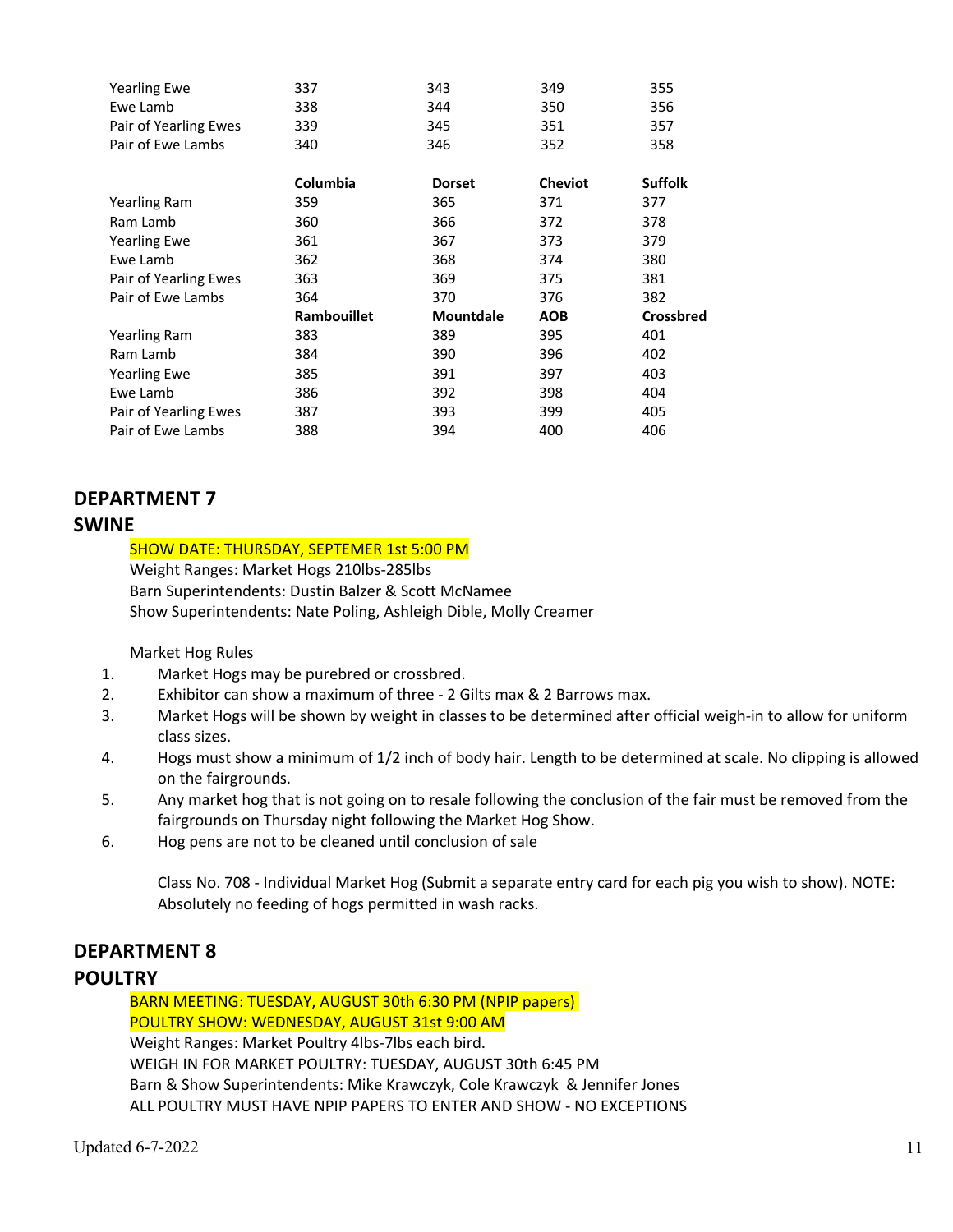| | | | | |
|---|---|---|---|---|
| Yearling Ewe | 337 | 343 | 349 | 355 |
| Ewe Lamb | 338 | 344 | 350 | 356 |
| Pair of Yearling Ewes | 339 | 345 | 351 | 357 |
| Pair of Ewe Lambs | 340 | 346 | 352 | 358 |

| | **Columbia** | **Dorset** | **Cheviot** | **Suffolk** |
|---|---|---|---|---|
| Yearling Ram | 359 | 365 | 371 | 377 |
| Ram Lamb | 360 | 366 | 372 | 378 |
| Yearling Ewe | 361 | 367 | 373 | 379 |
| Ewe Lamb | 362 | 368 | 374 | 380 |
| Pair of Yearling Ewes | 363 | 369 | 375 | 381 |
| Pair of Ewe Lambs | 364 | 370 | 376 | 382 |
| | **Rambouillet** | **Mountdale** | **AOB** | **Crossbred** |
| Yearling Ram | 383 | 389 | 395 | 401 |
| Ram Lamb | 384 | 390 | 396 | 402 |
| Yearling Ewe | 385 | 391 | 397 | 403 |
| Ewe Lamb | 386 | 392 | 398 | 404 |
| Pair of Yearling Ewes | 387 | 393 | 399 | 405 |
| Pair of Ewe Lambs | 388 | 394 | 400 | 406 |

## DEPARTMENT 7
## SWINE

SHOW DATE: THURSDAY, SEPTEMER 1st 5:00 PM
Weight Ranges: Market Hogs 210lbs-285lbs
Barn Superintendents: Dustin Balzer & Scott McNamee
Show Superintendents: Nate Poling, Ashleigh Dible, Molly Creamer

Market Hog Rules

1. Market Hogs may be purebred or crossbred.
2. Exhibitor can show a maximum of three - 2 Gilts max & 2 Barrows max.
3. Market Hogs will be shown by weight in classes to be determined after official weigh-in to allow for uniform class sizes.
4. Hogs must show a minimum of 1/2 inch of body hair. Length to be determined at scale. No clipping is allowed on the fairgrounds.
5. Any market hog that is not going on to resale following the conclusion of the fair must be removed from the fairgrounds on Thursday night following the Market Hog Show.
6. Hog pens are not to be cleaned until conclusion of sale

Class No. 708 - Individual Market Hog (Submit a separate entry card for each pig you wish to show). NOTE: Absolutely no feeding of hogs permitted in wash racks.

## DEPARTMENT 8
## POULTRY

BARN MEETING: TUESDAY, AUGUST 30th 6:30 PM (NPIP papers)
POULTRY SHOW: WEDNESDAY, AUGUST 31st 9:00 AM
Weight Ranges: Market Poultry 4lbs-7lbs each bird.
WEIGH IN FOR MARKET POULTRY: TUESDAY, AUGUST 30th 6:45 PM
Barn & Show Superintendents: Mike Krawczyk, Cole Krawczyk & Jennifer Jones
ALL POULTRY MUST HAVE NPIP PAPERS TO ENTER AND SHOW - NO EXCEPTIONS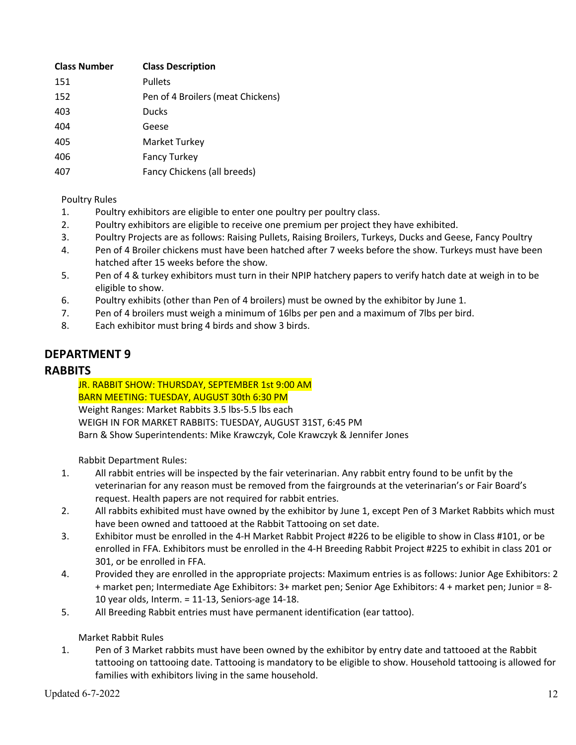| Class Number | Class Description |
|---|---|
| 151 | Pullets |
| 152 | Pen of 4 Broilers (meat Chickens) |
| 403 | Ducks |
| 404 | Geese |
| 405 | Market Turkey |
| 406 | Fancy Turkey |
| 407 | Fancy Chickens (all breeds) |

Poultry Rules

1. Poultry exhibitors are eligible to enter one poultry per poultry class.
2. Poultry exhibitors are eligible to receive one premium per project they have exhibited.
3. Poultry Projects are as follows: Raising Pullets, Raising Broilers, Turkeys, Ducks and Geese, Fancy Poultry
4. Pen of 4 Broiler chickens must have been hatched after 7 weeks before the show. Turkeys must have been hatched after 15 weeks before the show.
5. Pen of 4 & turkey exhibitors must turn in their NPIP hatchery papers to verify hatch date at weigh in to be eligible to show.
6. Poultry exhibits (other than Pen of 4 broilers) must be owned by the exhibitor by June 1.
7. Pen of 4 broilers must weigh a minimum of 16lbs per pen and a maximum of 7lbs per bird.
8. Each exhibitor must bring 4 birds and show 3 birds.

## DEPARTMENT 9

## RABBITS

JR. RABBIT SHOW: THURSDAY, SEPTEMBER 1st 9:00 AM
BARN MEETING: TUESDAY, AUGUST 30th 6:30 PM
Weight Ranges: Market Rabbits 3.5 lbs-5.5 lbs each
WEIGH IN FOR MARKET RABBITS: TUESDAY, AUGUST 31ST, 6:45 PM
Barn & Show Superintendents: Mike Krawczyk, Cole Krawczyk & Jennifer Jones

Rabbit Department Rules:

1. All rabbit entries will be inspected by the fair veterinarian. Any rabbit entry found to be unfit by the veterinarian for any reason must be removed from the fairgrounds at the veterinarian's or Fair Board's request. Health papers are not required for rabbit entries.
2. All rabbits exhibited must have owned by the exhibitor by June 1, except Pen of 3 Market Rabbits which must have been owned and tattooed at the Rabbit Tattooing on set date.
3. Exhibitor must be enrolled in the 4-H Market Rabbit Project #226 to be eligible to show in Class #101, or be enrolled in FFA. Exhibitors must be enrolled in the 4-H Breeding Rabbit Project #225 to exhibit in class 201 or 301, or be enrolled in FFA.
4. Provided they are enrolled in the appropriate projects: Maximum entries is as follows: Junior Age Exhibitors: 2 + market pen; Intermediate Age Exhibitors: 3+ market pen; Senior Age Exhibitors: 4 + market pen; Junior = 8-10 year olds, Interm. = 11-13, Seniors-age 14-18.
5. All Breeding Rabbit entries must have permanent identification (ear tattoo).

Market Rabbit Rules

1. Pen of 3 Market rabbits must have been owned by the exhibitor by entry date and tattooed at the Rabbit tattooing on tattooing date. Tattooing is mandatory to be eligible to show. Household tattooing is allowed for families with exhibitors living in the same household.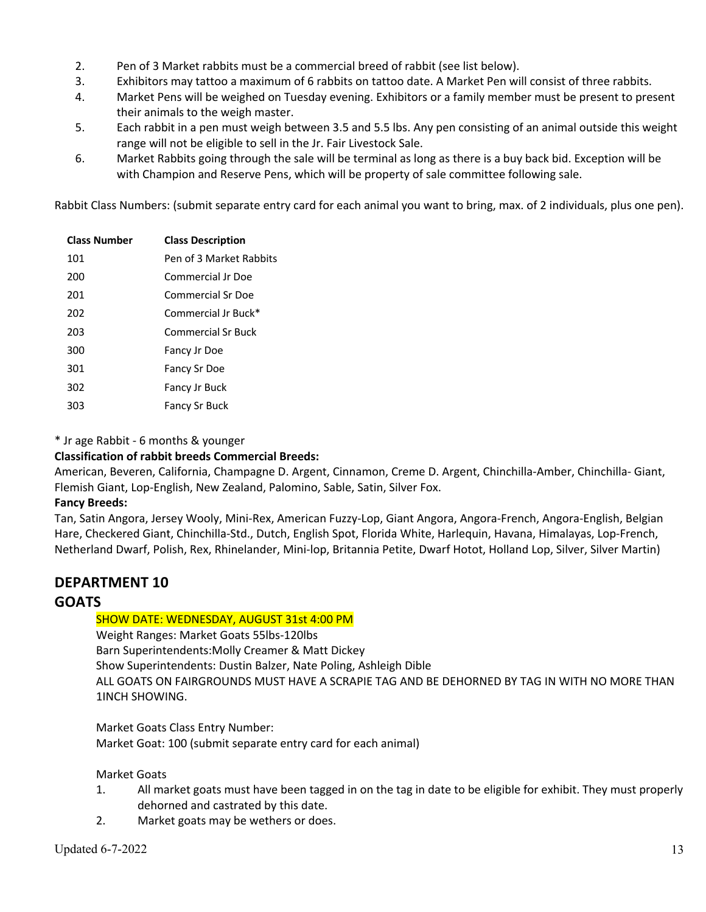2. Pen of 3 Market rabbits must be a commercial breed of rabbit (see list below).
3. Exhibitors may tattoo a maximum of 6 rabbits on tattoo date. A Market Pen will consist of three rabbits.
4. Market Pens will be weighed on Tuesday evening. Exhibitors or a family member must be present to present their animals to the weigh master.
5. Each rabbit in a pen must weigh between 3.5 and 5.5 lbs. Any pen consisting of an animal outside this weight range will not be eligible to sell in the Jr. Fair Livestock Sale.
6. Market Rabbits going through the sale will be terminal as long as there is a buy back bid. Exception will be with Champion and Reserve Pens, which will be property of sale committee following sale.

Rabbit Class Numbers: (submit separate entry card for each animal you want to bring, max. of 2 individuals, plus one pen).

| Class Number | Class Description |
|---|---|
| 101 | Pen of 3 Market Rabbits |
| 200 | Commercial Jr Doe |
| 201 | Commercial Sr Doe |
| 202 | Commercial Jr Buck* |
| 203 | Commercial Sr Buck |
| 300 | Fancy Jr Doe |
| 301 | Fancy Sr Doe |
| 302 | Fancy Jr Buck |
| 303 | Fancy Sr Buck |

* Jr age Rabbit - 6 months & younger

**Classification of rabbit breeds Commercial Breeds:**
American, Beveren, California, Champagne D. Argent, Cinnamon, Creme D. Argent, Chinchilla-Amber, Chinchilla- Giant, Flemish Giant, Lop-English, New Zealand, Palomino, Sable, Satin, Silver Fox.

**Fancy Breeds:**
Tan, Satin Angora, Jersey Wooly, Mini-Rex, American Fuzzy-Lop, Giant Angora, Angora-French, Angora-English, Belgian Hare, Checkered Giant, Chinchilla-Std., Dutch, English Spot, Florida White, Harlequin, Havana, Himalayas, Lop-French, Netherland Dwarf, Polish, Rex, Rhinelander, Mini-lop, Britannia Petite, Dwarf Hotot, Holland Lop, Silver, Silver Martin)

## DEPARTMENT 10

## GOATS

SHOW DATE: WEDNESDAY, AUGUST 31st 4:00 PM
Weight Ranges: Market Goats 55lbs-120lbs
Barn Superintendents:Molly Creamer & Matt Dickey
Show Superintendents: Dustin Balzer, Nate Poling, Ashleigh Dible
ALL GOATS ON FAIRGROUNDS MUST HAVE A SCRAPIE TAG AND BE DEHORNED BY TAG IN WITH NO MORE THAN 1INCH SHOWING.

Market Goats Class Entry Number:
Market Goat: 100 (submit separate entry card for each animal)

Market Goats

1. All market goats must have been tagged in on the tag in date to be eligible for exhibit. They must properly dehorned and castrated by this date.
2. Market goats may be wethers or does.

Updated 6-7-2022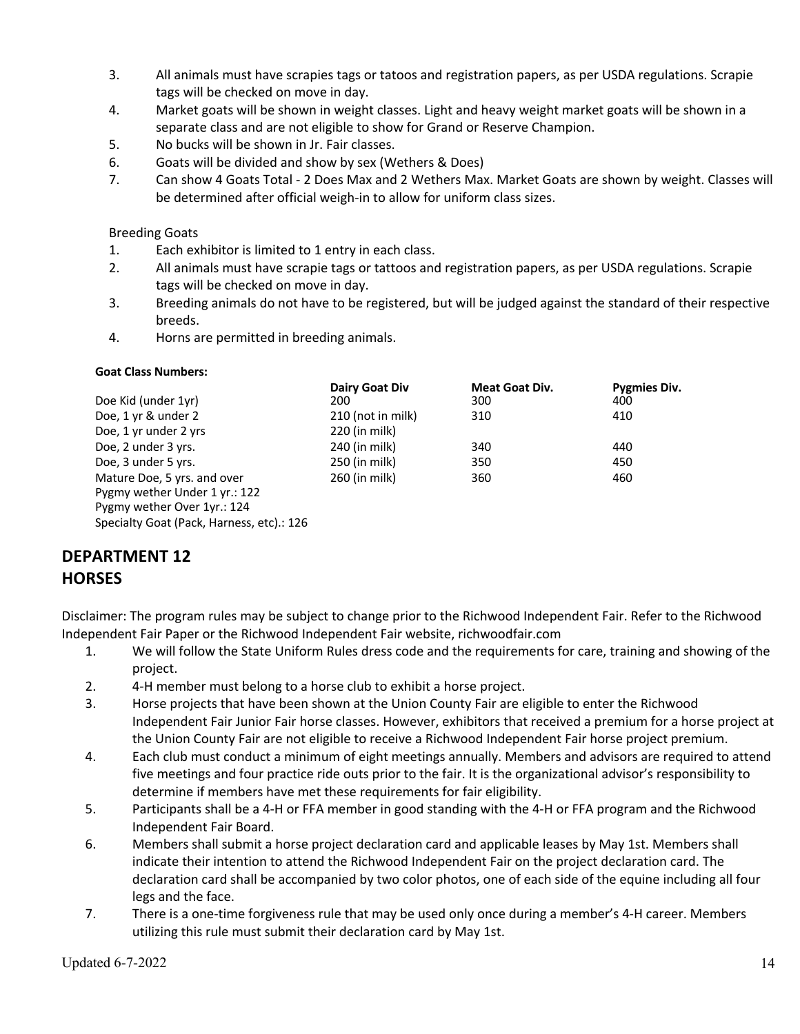3. All animals must have scrapies tags or tatoos and registration papers, as per USDA regulations. Scrapie tags will be checked on move in day.
4. Market goats will be shown in weight classes. Light and heavy weight market goats will be shown in a separate class and are not eligible to show for Grand or Reserve Champion.
5. No bucks will be shown in Jr. Fair classes.
6. Goats will be divided and show by sex (Wethers & Does)
7. Can show 4 Goats Total - 2 Does Max and 2 Wethers Max. Market Goats are shown by weight. Classes will be determined after official weigh-in to allow for uniform class sizes.

Breeding Goats

1. Each exhibitor is limited to 1 entry in each class.
2. All animals must have scrapie tags or tattoos and registration papers, as per USDA regulations. Scrapie tags will be checked on move in day.
3. Breeding animals do not have to be registered, but will be judged against the standard of their respective breeds.
4. Horns are permitted in breeding animals.

**Goat Class Numbers:**

| | Dairy Goat Div | Meat Goat Div. | Pygmies Div. |
|---|---|---|---|
| Doe Kid (under 1yr) | 200 | 300 | 400 |
| Doe, 1 yr & under 2 | 210 (not in milk) | 310 | 410 |
| Doe, 1 yr under 2 yrs | 220 (in milk) | | |
| Doe, 2 under 3 yrs. | 240 (in milk) | 340 | 440 |
| Doe, 3 under 5 yrs. | 250 (in milk) | 350 | 450 |
| Mature Doe, 5 yrs. and over | 260 (in milk) | 360 | 460 |

Pygmy wether Under 1 yr.: 122
Pygmy wether Over 1yr.: 124
Specialty Goat (Pack, Harness, etc).: 126

## DEPARTMENT 12
## HORSES

Disclaimer: The program rules may be subject to change prior to the Richwood Independent Fair. Refer to the Richwood Independent Fair Paper or the Richwood Independent Fair website, richwoodfair.com

1. We will follow the State Uniform Rules dress code and the requirements for care, training and showing of the project.
2. 4-H member must belong to a horse club to exhibit a horse project.
3. Horse projects that have been shown at the Union County Fair are eligible to enter the Richwood Independent Fair Junior Fair horse classes. However, exhibitors that received a premium for a horse project at the Union County Fair are not eligible to receive a Richwood Independent Fair horse project premium.
4. Each club must conduct a minimum of eight meetings annually. Members and advisors are required to attend five meetings and four practice ride outs prior to the fair. It is the organizational advisor's responsibility to determine if members have met these requirements for fair eligibility.
5. Participants shall be a 4-H or FFA member in good standing with the 4-H or FFA program and the Richwood Independent Fair Board.
6. Members shall submit a horse project declaration card and applicable leases by May 1st. Members shall indicate their intention to attend the Richwood Independent Fair on the project declaration card. The declaration card shall be accompanied by two color photos, one of each side of the equine including all four legs and the face.
7. There is a one-time forgiveness rule that may be used only once during a member's 4-H career. Members utilizing this rule must submit their declaration card by May 1st.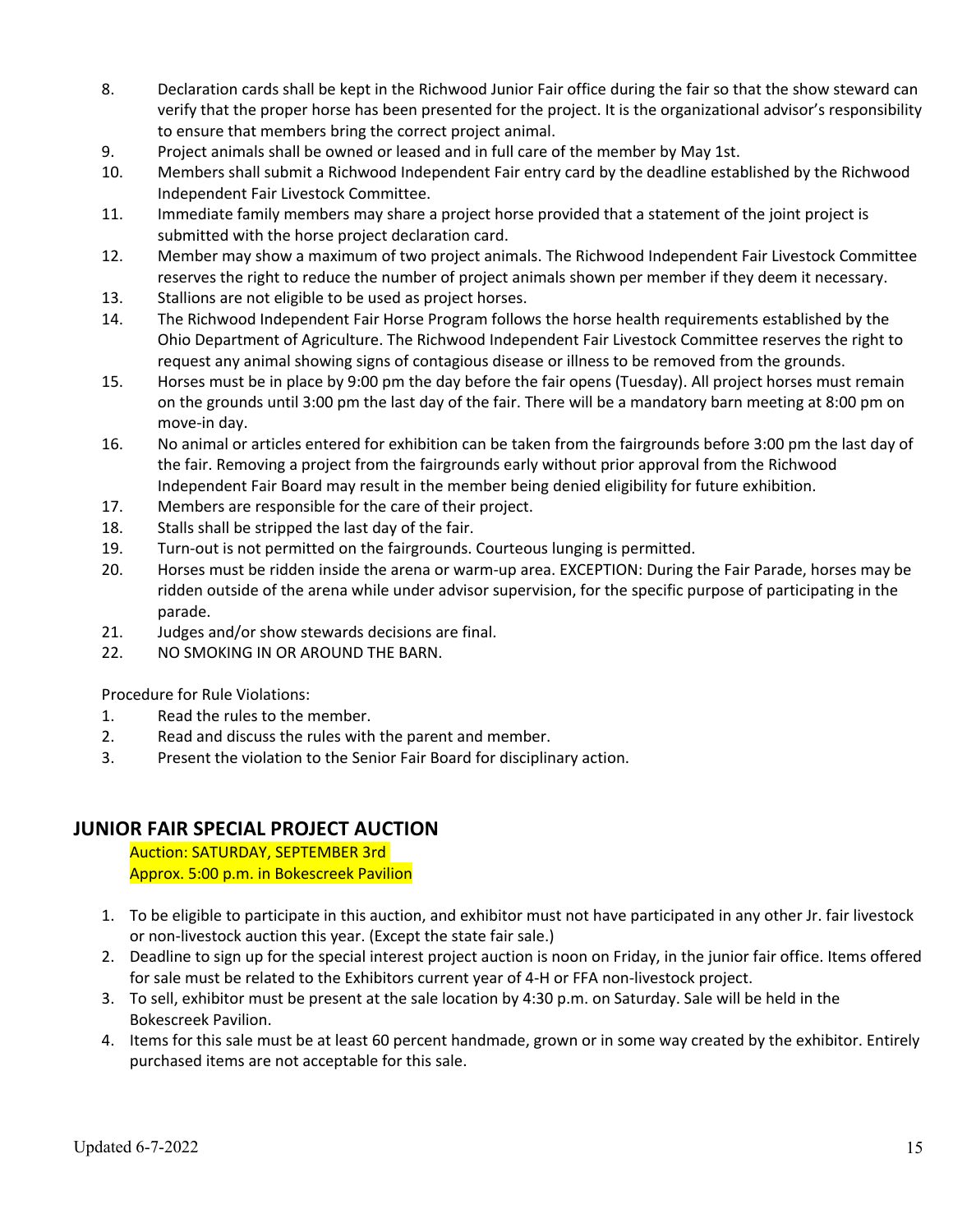8. Declaration cards shall be kept in the Richwood Junior Fair office during the fair so that the show steward can verify that the proper horse has been presented for the project. It is the organizational advisor's responsibility to ensure that members bring the correct project animal.
9. Project animals shall be owned or leased and in full care of the member by May 1st.
10. Members shall submit a Richwood Independent Fair entry card by the deadline established by the Richwood Independent Fair Livestock Committee.
11. Immediate family members may share a project horse provided that a statement of the joint project is submitted with the horse project declaration card.
12. Member may show a maximum of two project animals. The Richwood Independent Fair Livestock Committee reserves the right to reduce the number of project animals shown per member if they deem it necessary.
13. Stallions are not eligible to be used as project horses.
14. The Richwood Independent Fair Horse Program follows the horse health requirements established by the Ohio Department of Agriculture. The Richwood Independent Fair Livestock Committee reserves the right to request any animal showing signs of contagious disease or illness to be removed from the grounds.
15. Horses must be in place by 9:00 pm the day before the fair opens (Tuesday). All project horses must remain on the grounds until 3:00 pm the last day of the fair. There will be a mandatory barn meeting at 8:00 pm on move-in day.
16. No animal or articles entered for exhibition can be taken from the fairgrounds before 3:00 pm the last day of the fair. Removing a project from the fairgrounds early without prior approval from the Richwood Independent Fair Board may result in the member being denied eligibility for future exhibition.
17. Members are responsible for the care of their project.
18. Stalls shall be stripped the last day of the fair.
19. Turn-out is not permitted on the fairgrounds. Courteous lunging is permitted.
20. Horses must be ridden inside the arena or warm-up area. EXCEPTION: During the Fair Parade, horses may be ridden outside of the arena while under advisor supervision, for the specific purpose of participating in the parade.
21. Judges and/or show stewards decisions are final.
22. NO SMOKING IN OR AROUND THE BARN.

Procedure for Rule Violations:

1. Read the rules to the member.
2. Read and discuss the rules with the parent and member.
3. Present the violation to the Senior Fair Board for disciplinary action.

## JUNIOR FAIR SPECIAL PROJECT AUCTION

Auction: SATURDAY, SEPTEMBER 3rd
Approx. 5:00 p.m. in Bokescreek Pavilion

1. To be eligible to participate in this auction, and exhibitor must not have participated in any other Jr. fair livestock or non-livestock auction this year. (Except the state fair sale.)
2. Deadline to sign up for the special interest project auction is noon on Friday, in the junior fair office. Items offered for sale must be related to the Exhibitors current year of 4-H or FFA non-livestock project.
3. To sell, exhibitor must be present at the sale location by 4:30 p.m. on Saturday. Sale will be held in the Bokescreek Pavilion.
4. Items for this sale must be at least 60 percent handmade, grown or in some way created by the exhibitor. Entirely purchased items are not acceptable for this sale.

Updated 6-7-2022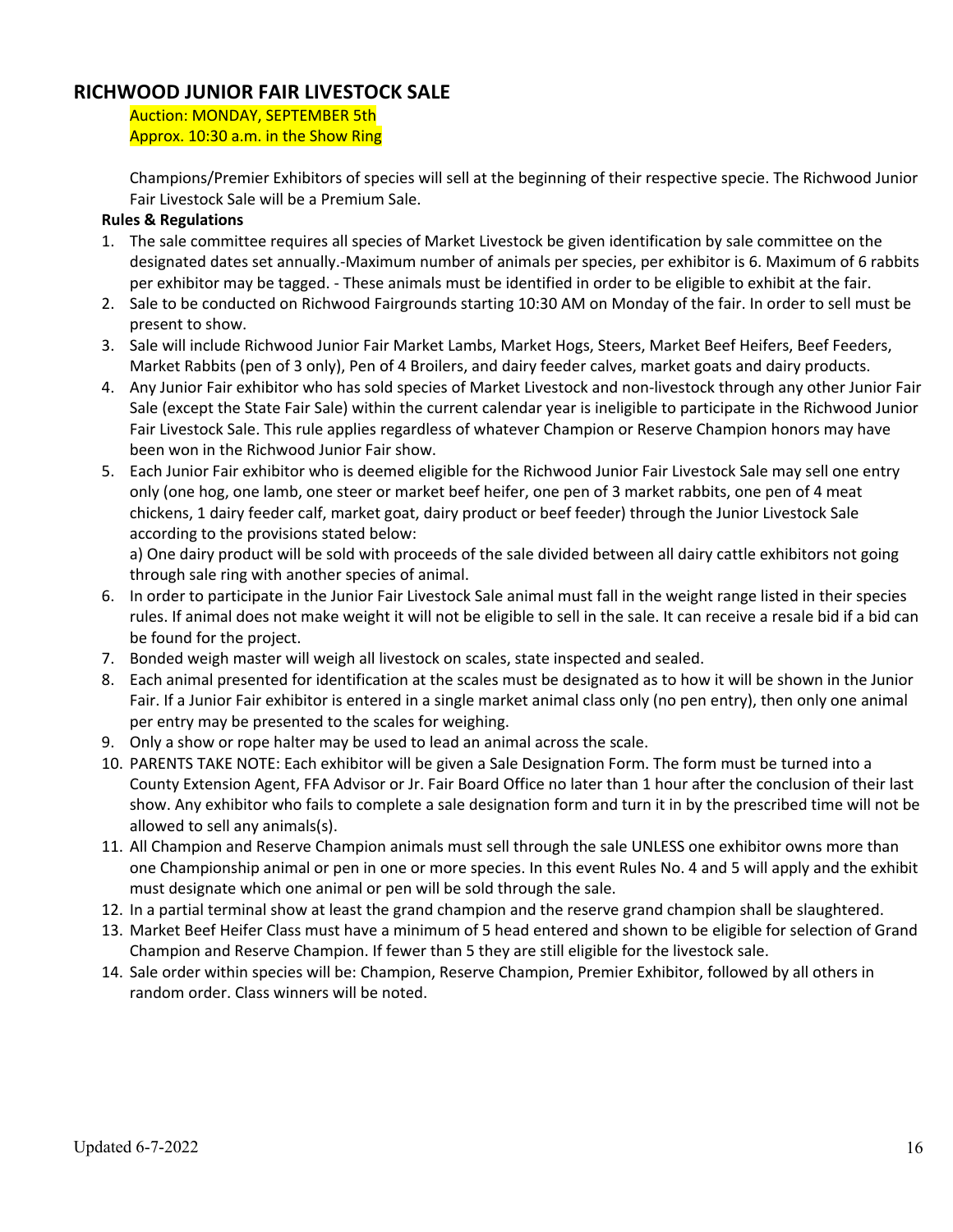## RICHWOOD JUNIOR FAIR LIVESTOCK SALE

Auction: MONDAY, SEPTEMBER 5th
Approx. 10:30 a.m. in the Show Ring

Champions/Premier Exhibitors of species will sell at the beginning of their respective specie. The Richwood Junior Fair Livestock Sale will be a Premium Sale.

**Rules & Regulations**

1. The sale committee requires all species of Market Livestock be given identification by sale committee on the designated dates set annually.-Maximum number of animals per species, per exhibitor is 6. Maximum of 6 rabbits per exhibitor may be tagged. - These animals must be identified in order to be eligible to exhibit at the fair.
2. Sale to be conducted on Richwood Fairgrounds starting 10:30 AM on Monday of the fair. In order to sell must be present to show.
3. Sale will include Richwood Junior Fair Market Lambs, Market Hogs, Steers, Market Beef Heifers, Beef Feeders, Market Rabbits (pen of 3 only), Pen of 4 Broilers, and dairy feeder calves, market goats and dairy products.
4. Any Junior Fair exhibitor who has sold species of Market Livestock and non-livestock through any other Junior Fair Sale (except the State Fair Sale) within the current calendar year is ineligible to participate in the Richwood Junior Fair Livestock Sale. This rule applies regardless of whatever Champion or Reserve Champion honors may have been won in the Richwood Junior Fair show.
5. Each Junior Fair exhibitor who is deemed eligible for the Richwood Junior Fair Livestock Sale may sell one entry only (one hog, one lamb, one steer or market beef heifer, one pen of 3 market rabbits, one pen of 4 meat chickens, 1 dairy feeder calf, market goat, dairy product or beef feeder) through the Junior Livestock Sale according to the provisions stated below:
   a) One dairy product will be sold with proceeds of the sale divided between all dairy cattle exhibitors not going through sale ring with another species of animal.
6. In order to participate in the Junior Fair Livestock Sale animal must fall in the weight range listed in their species rules. If animal does not make weight it will not be eligible to sell in the sale. It can receive a resale bid if a bid can be found for the project.
7. Bonded weigh master will weigh all livestock on scales, state inspected and sealed.
8. Each animal presented for identification at the scales must be designated as to how it will be shown in the Junior Fair. If a Junior Fair exhibitor is entered in a single market animal class only (no pen entry), then only one animal per entry may be presented to the scales for weighing.
9. Only a show or rope halter may be used to lead an animal across the scale.
10. PARENTS TAKE NOTE: Each exhibitor will be given a Sale Designation Form. The form must be turned into a County Extension Agent, FFA Advisor or Jr. Fair Board Office no later than 1 hour after the conclusion of their last show. Any exhibitor who fails to complete a sale designation form and turn it in by the prescribed time will not be allowed to sell any animals(s).
11. All Champion and Reserve Champion animals must sell through the sale UNLESS one exhibitor owns more than one Championship animal or pen in one or more species. In this event Rules No. 4 and 5 will apply and the exhibit must designate which one animal or pen will be sold through the sale.
12. In a partial terminal show at least the grand champion and the reserve grand champion shall be slaughtered.
13. Market Beef Heifer Class must have a minimum of 5 head entered and shown to be eligible for selection of Grand Champion and Reserve Champion. If fewer than 5 they are still eligible for the livestock sale.
14. Sale order within species will be: Champion, Reserve Champion, Premier Exhibitor, followed by all others in random order. Class winners will be noted.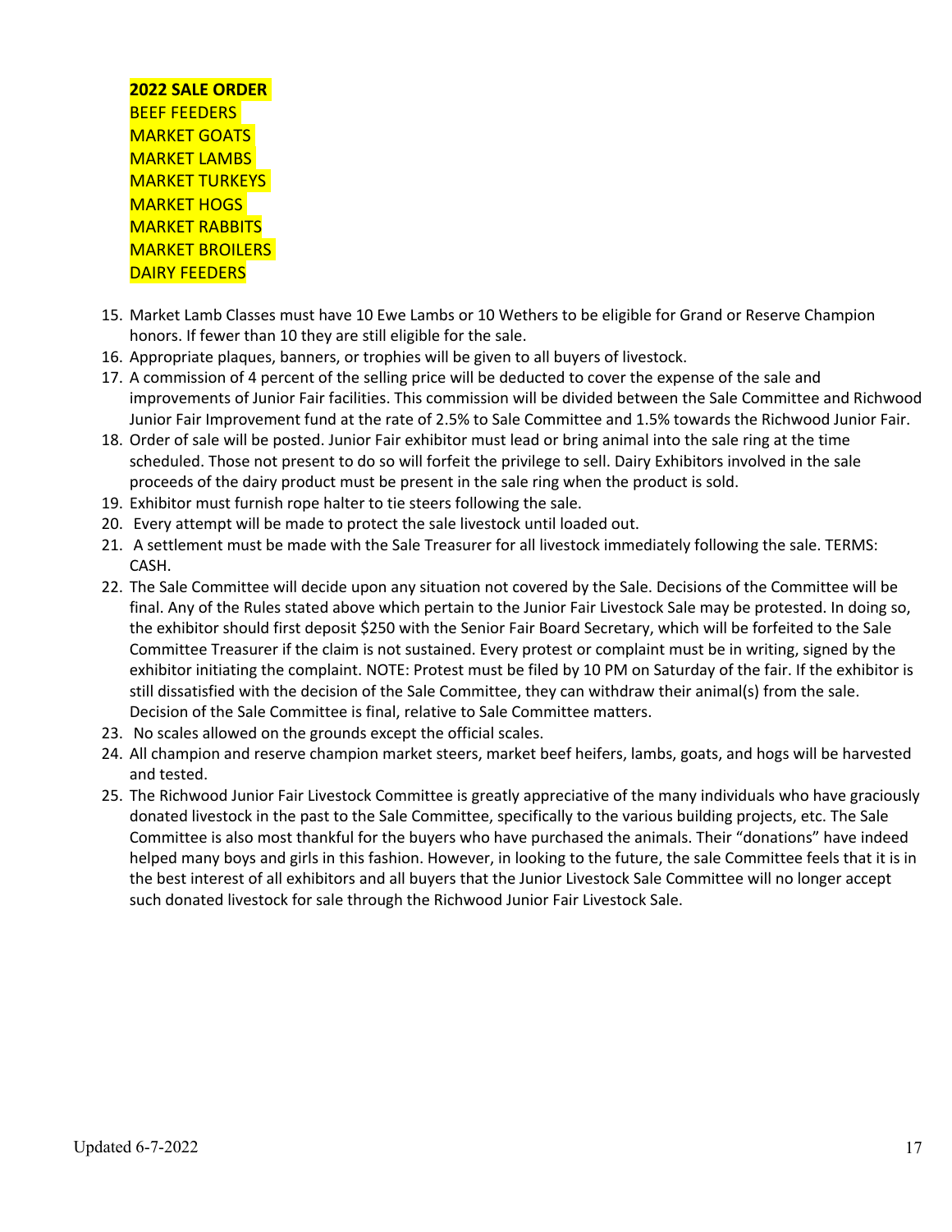**2022 SALE ORDER**
BEEF FEEDERS
MARKET GOATS
MARKET LAMBS
MARKET TURKEYS
MARKET HOGS
MARKET RABBITS
MARKET BROILERS
DAIRY FEEDERS

15. Market Lamb Classes must have 10 Ewe Lambs or 10 Wethers to be eligible for Grand or Reserve Champion honors. If fewer than 10 they are still eligible for the sale.
16. Appropriate plaques, banners, or trophies will be given to all buyers of livestock.
17. A commission of 4 percent of the selling price will be deducted to cover the expense of the sale and improvements of Junior Fair facilities. This commission will be divided between the Sale Committee and Richwood Junior Fair Improvement fund at the rate of 2.5% to Sale Committee and 1.5% towards the Richwood Junior Fair.
18. Order of sale will be posted. Junior Fair exhibitor must lead or bring animal into the sale ring at the time scheduled. Those not present to do so will forfeit the privilege to sell. Dairy Exhibitors involved in the sale proceeds of the dairy product must be present in the sale ring when the product is sold.
19. Exhibitor must furnish rope halter to tie steers following the sale.
20. Every attempt will be made to protect the sale livestock until loaded out.
21. A settlement must be made with the Sale Treasurer for all livestock immediately following the sale. TERMS: CASH.
22. The Sale Committee will decide upon any situation not covered by the Sale. Decisions of the Committee will be final. Any of the Rules stated above which pertain to the Junior Fair Livestock Sale may be protested. In doing so, the exhibitor should first deposit $250 with the Senior Fair Board Secretary, which will be forfeited to the Sale Committee Treasurer if the claim is not sustained. Every protest or complaint must be in writing, signed by the exhibitor initiating the complaint. NOTE: Protest must be filed by 10 PM on Saturday of the fair. If the exhibitor is still dissatisfied with the decision of the Sale Committee, they can withdraw their animal(s) from the sale. Decision of the Sale Committee is final, relative to Sale Committee matters.
23. No scales allowed on the grounds except the official scales.
24. All champion and reserve champion market steers, market beef heifers, lambs, goats, and hogs will be harvested and tested.
25. The Richwood Junior Fair Livestock Committee is greatly appreciative of the many individuals who have graciously donated livestock in the past to the Sale Committee, specifically to the various building projects, etc. The Sale Committee is also most thankful for the buyers who have purchased the animals. Their "donations" have indeed helped many boys and girls in this fashion. However, in looking to the future, the sale Committee feels that it is in the best interest of all exhibitors and all buyers that the Junior Livestock Sale Committee will no longer accept such donated livestock for sale through the Richwood Junior Fair Livestock Sale.

Updated 6-7-2022